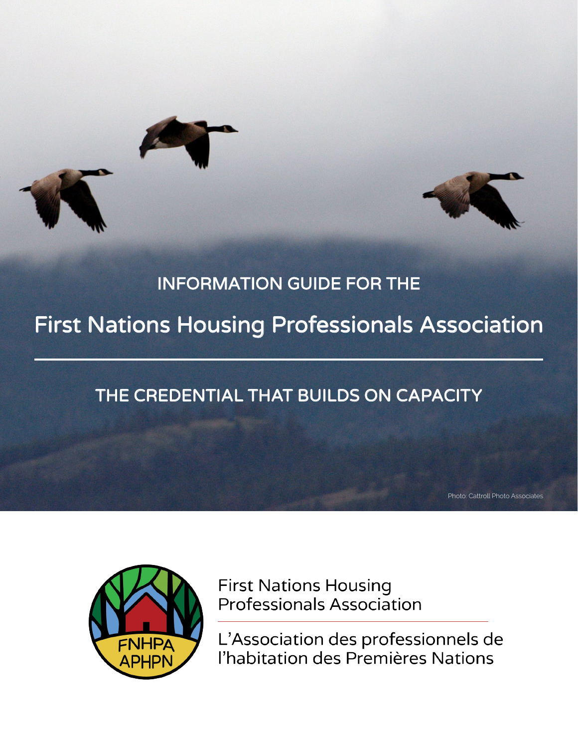INFORMATION GUIDE FOR THE

# First Nations Housing Professionals Association

## THE CREDENTIAL THAT BUILDS ON CAPACITY

Photo: Cattroll Photo Associates

FNHPA
APHPN

First Nations Housing
Professionals Association

L'Association des professionnels de
l'habitation des Premières Nations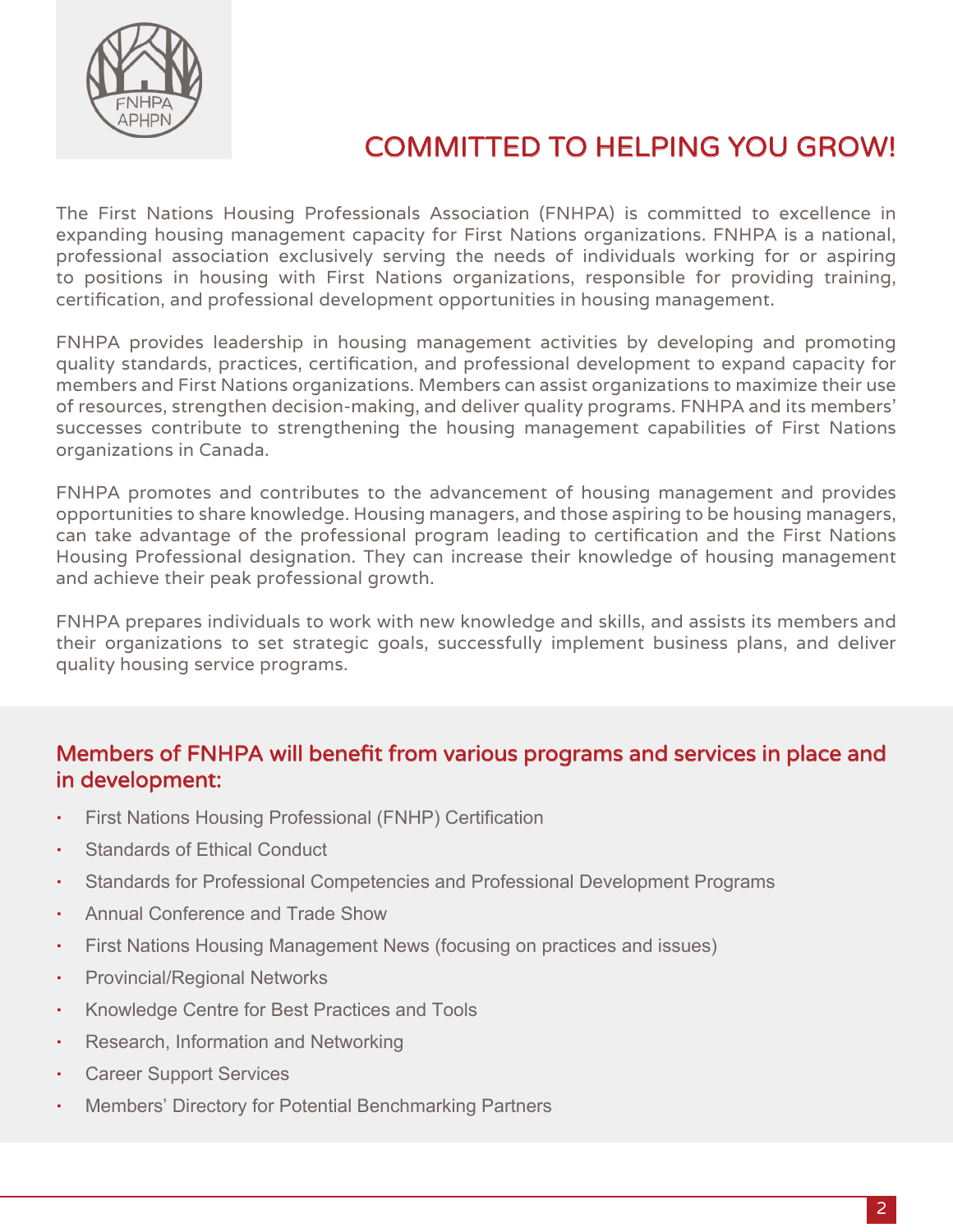# COMMITTED TO HELPING YOU GROW!

The First Nations Housing Professionals Association (FNHPA) is committed to excellence in expanding housing management capacity for First Nations organizations. FNHPA is a national, professional association exclusively serving the needs of individuals working for or aspiring to positions in housing with First Nations organizations, responsible for providing training, certification, and professional development opportunities in housing management.

FNHPA provides leadership in housing management activities by developing and promoting quality standards, practices, certification, and professional development to expand capacity for members and First Nations organizations. Members can assist organizations to maximize their use of resources, strengthen decision-making, and deliver quality programs. FNHPA and its members' successes contribute to strengthening the housing management capabilities of First Nations organizations in Canada.

FNHPA promotes and contributes to the advancement of housing management and provides opportunities to share knowledge. Housing managers, and those aspiring to be housing managers, can take advantage of the professional program leading to certification and the First Nations Housing Professional designation. They can increase their knowledge of housing management and achieve their peak professional growth.

FNHPA prepares individuals to work with new knowledge and skills, and assists its members and their organizations to set strategic goals, successfully implement business plans, and deliver quality housing service programs.

## Members of FNHPA will benefit from various programs and services in place and in development:

- First Nations Housing Professional (FNHP) Certification
- Standards of Ethical Conduct
- Standards for Professional Competencies and Professional Development Programs
- Annual Conference and Trade Show
- First Nations Housing Management News (focusing on practices and issues)
- Provincial/Regional Networks
- Knowledge Centre for Best Practices and Tools
- Research, Information and Networking
- Career Support Services
- Members' Directory for Potential Benchmarking Partners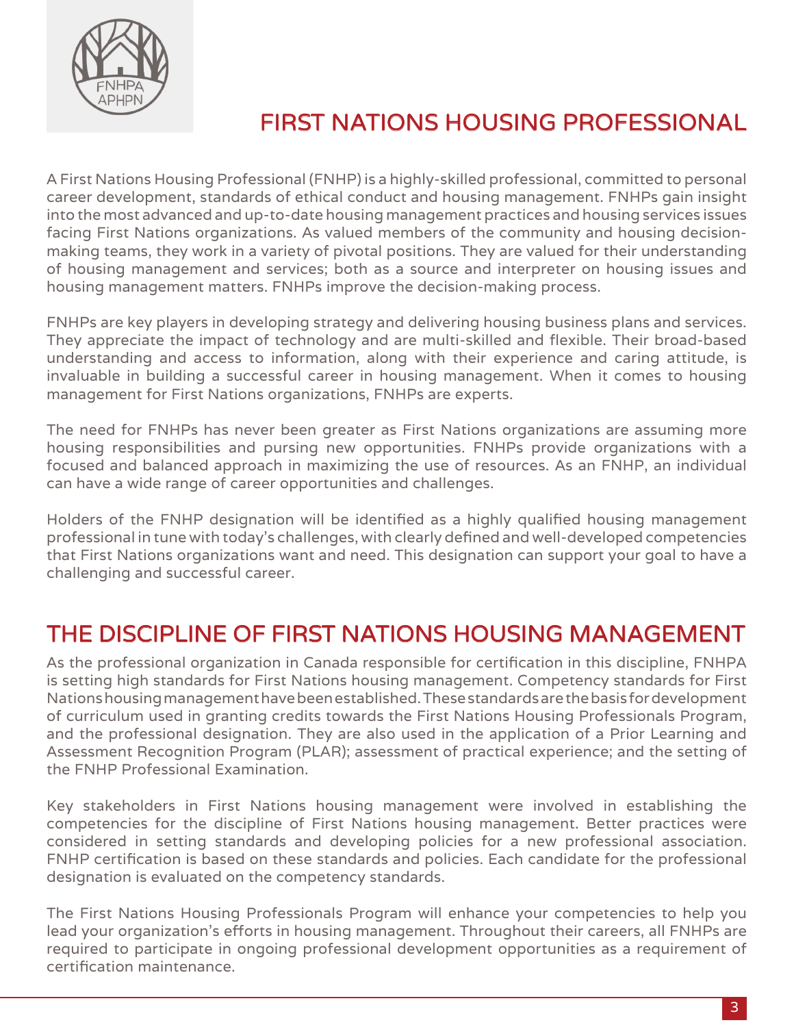# FIRST NATIONS HOUSING PROFESSIONAL

A First Nations Housing Professional (FNHP) is a highly-skilled professional, committed to personal career development, standards of ethical conduct and housing management. FNHPs gain insight into the most advanced and up-to-date housing management practices and housing services issues facing First Nations organizations. As valued members of the community and housing decision-making teams, they work in a variety of pivotal positions. They are valued for their understanding of housing management and services; both as a source and interpreter on housing issues and housing management matters. FNHPs improve the decision-making process.

FNHPs are key players in developing strategy and delivering housing business plans and services. They appreciate the impact of technology and are multi-skilled and flexible. Their broad-based understanding and access to information, along with their experience and caring attitude, is invaluable in building a successful career in housing management. When it comes to housing management for First Nations organizations, FNHPs are experts.

The need for FNHPs has never been greater as First Nations organizations are assuming more housing responsibilities and pursing new opportunities. FNHPs provide organizations with a focused and balanced approach in maximizing the use of resources. As an FNHP, an individual can have a wide range of career opportunities and challenges.

Holders of the FNHP designation will be identified as a highly qualified housing management professional in tune with today's challenges, with clearly defined and well-developed competencies that First Nations organizations want and need. This designation can support your goal to have a challenging and successful career.

## THE DISCIPLINE OF FIRST NATIONS HOUSING MANAGEMENT

As the professional organization in Canada responsible for certification in this discipline, FNHPA is setting high standards for First Nations housing management. Competency standards for First Nations housing management have been established. These standards are the basis for development of curriculum used in granting credits towards the First Nations Housing Professionals Program, and the professional designation. They are also used in the application of a Prior Learning and Assessment Recognition Program (PLAR); assessment of practical experience; and the setting of the FNHP Professional Examination.

Key stakeholders in First Nations housing management were involved in establishing the competencies for the discipline of First Nations housing management. Better practices were considered in setting standards and developing policies for a new professional association. FNHP certification is based on these standards and policies. Each candidate for the professional designation is evaluated on the competency standards.

The First Nations Housing Professionals Program will enhance your competencies to help you lead your organization's efforts in housing management. Throughout their careers, all FNHPs are required to participate in ongoing professional development opportunities as a requirement of certification maintenance.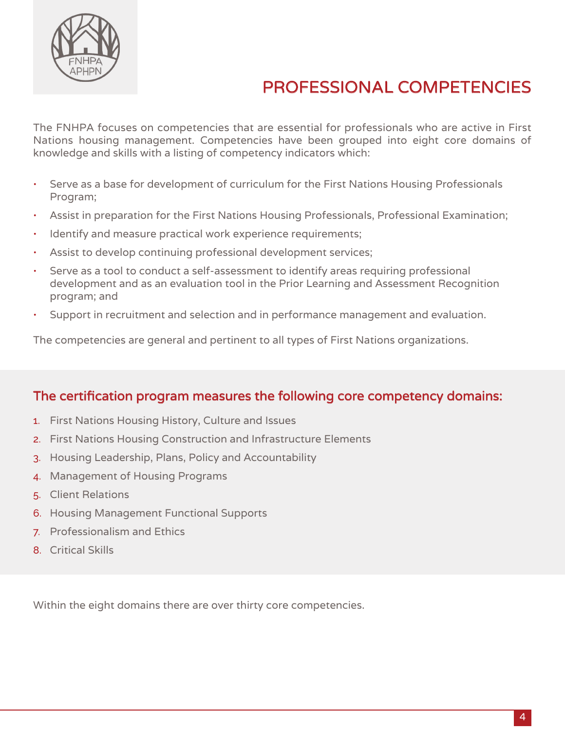# PROFESSIONAL COMPETENCIES

The FNHPA focuses on competencies that are essential for professionals who are active in First Nations housing management. Competencies have been grouped into eight core domains of knowledge and skills with a listing of competency indicators which:

- Serve as a base for development of curriculum for the First Nations Housing Professionals Program;
- Assist in preparation for the First Nations Housing Professionals, Professional Examination;
- Identify and measure practical work experience requirements;
- Assist to develop continuing professional development services;
- Serve as a tool to conduct a self-assessment to identify areas requiring professional development and as an evaluation tool in the Prior Learning and Assessment Recognition program; and
- Support in recruitment and selection and in performance management and evaluation.

The competencies are general and pertinent to all types of First Nations organizations.

## The certification program measures the following core competency domains:

1. First Nations Housing History, Culture and Issues
2. First Nations Housing Construction and Infrastructure Elements
3. Housing Leadership, Plans, Policy and Accountability
4. Management of Housing Programs
5. Client Relations
6. Housing Management Functional Supports
7. Professionalism and Ethics
8. Critical Skills

Within the eight domains there are over thirty core competencies.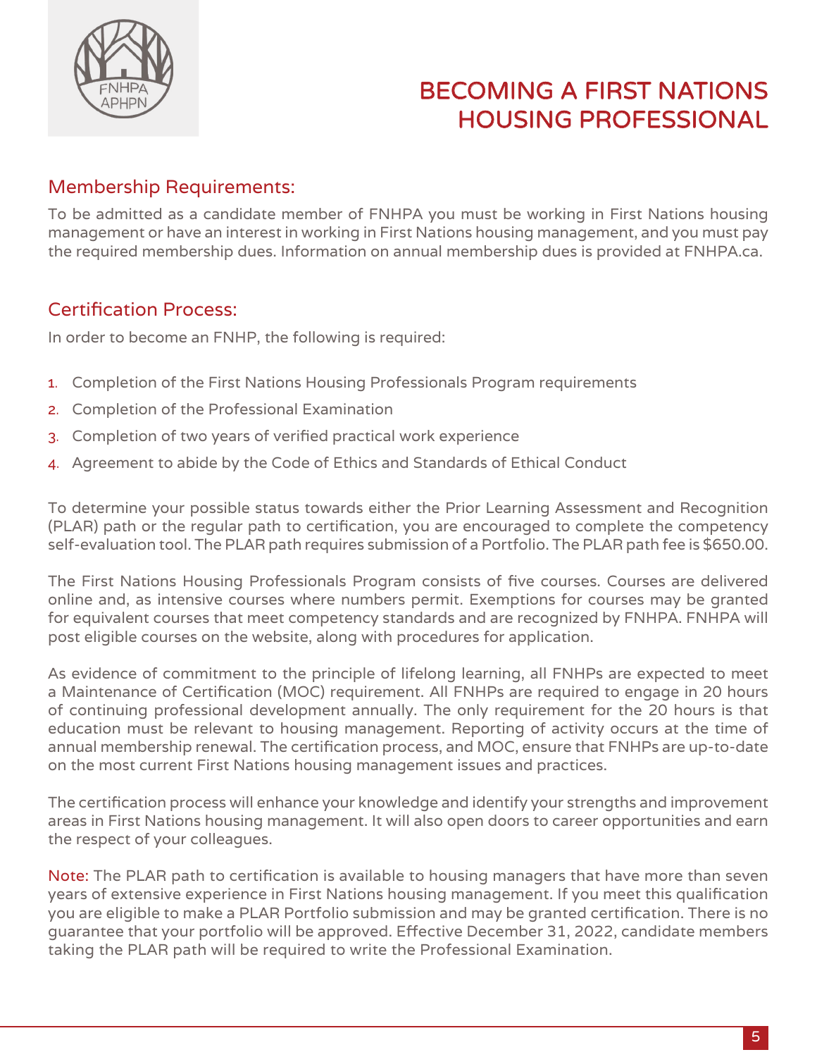# BECOMING A FIRST NATIONS HOUSING PROFESSIONAL

## Membership Requirements:

To be admitted as a candidate member of FNHPA you must be working in First Nations housing management or have an interest in working in First Nations housing management, and you must pay the required membership dues. Information on annual membership dues is provided at FNHPA.ca.

## Certification Process:

In order to become an FNHP, the following is required:

1. Completion of the First Nations Housing Professionals Program requirements
2. Completion of the Professional Examination
3. Completion of two years of verified practical work experience
4. Agreement to abide by the Code of Ethics and Standards of Ethical Conduct

To determine your possible status towards either the Prior Learning Assessment and Recognition (PLAR) path or the regular path to certification, you are encouraged to complete the competency self-evaluation tool. The PLAR path requires submission of a Portfolio. The PLAR path fee is $650.00.

The First Nations Housing Professionals Program consists of five courses. Courses are delivered online and, as intensive courses where numbers permit. Exemptions for courses may be granted for equivalent courses that meet competency standards and are recognized by FNHPA. FNHPA will post eligible courses on the website, along with procedures for application.

As evidence of commitment to the principle of lifelong learning, all FNHPs are expected to meet a Maintenance of Certification (MOC) requirement. All FNHPs are required to engage in 20 hours of continuing professional development annually. The only requirement for the 20 hours is that education must be relevant to housing management. Reporting of activity occurs at the time of annual membership renewal. The certification process, and MOC, ensure that FNHPs are up-to-date on the most current First Nations housing management issues and practices.

The certification process will enhance your knowledge and identify your strengths and improvement areas in First Nations housing management. It will also open doors to career opportunities and earn the respect of your colleagues.

Note: The PLAR path to certification is available to housing managers that have more than seven years of extensive experience in First Nations housing management. If you meet this qualification you are eligible to make a PLAR Portfolio submission and may be granted certification. There is no guarantee that your portfolio will be approved. Effective December 31, 2022, candidate members taking the PLAR path will be required to write the Professional Examination.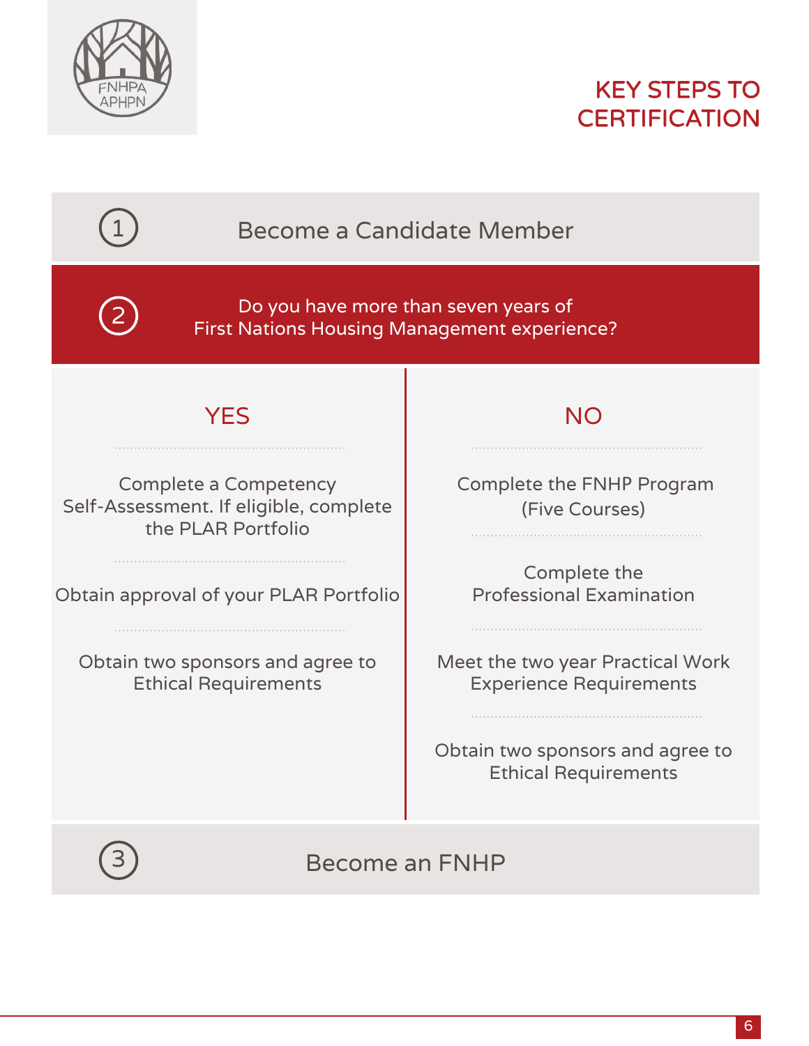# KEY STEPS TO CERTIFICATION

**1** Become a Candidate Member

**2** Do you have more than seven years of First Nations Housing Management experience?

## YES

- Complete a Competency Self-Assessment. If eligible, complete the PLAR Portfolio
- Obtain approval of your PLAR Portfolio
- Obtain two sponsors and agree to Ethical Requirements

## NO

- Complete the FNHP Program (Five Courses)
- Complete the Professional Examination
- Meet the two year Practical Work Experience Requirements
- Obtain two sponsors and agree to Ethical Requirements

**3** Become an FNHP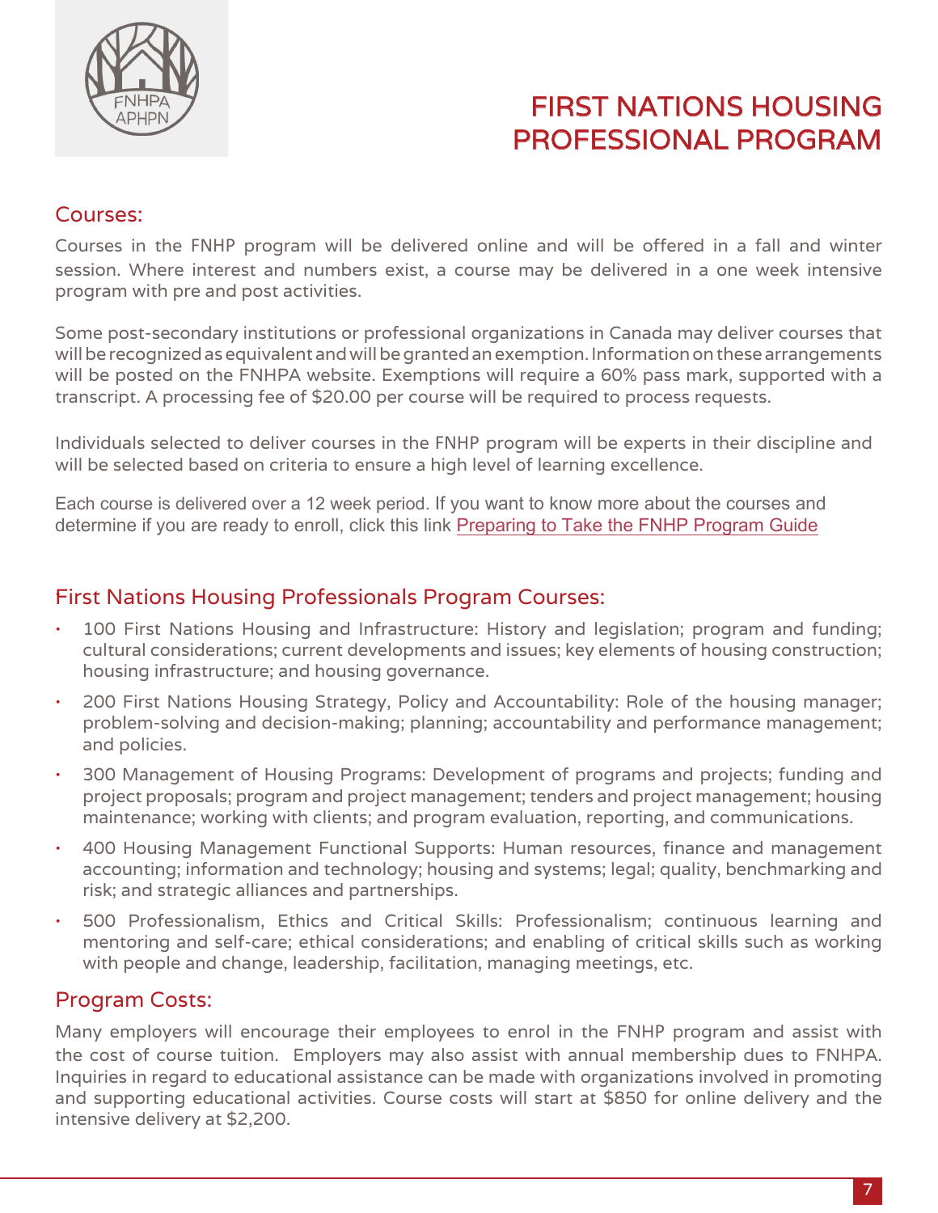# FIRST NATIONS HOUSING PROFESSIONAL PROGRAM

## Courses:

Courses in the FNHP program will be delivered online and will be offered in a fall and winter session. Where interest and numbers exist, a course may be delivered in a one week intensive program with pre and post activities.

Some post-secondary institutions or professional organizations in Canada may deliver courses that will be recognized as equivalent and will be granted an exemption. Information on these arrangements will be posted on the FNHPA website. Exemptions will require a 60% pass mark, supported with a transcript. A processing fee of $20.00 per course will be required to process requests.

Individuals selected to deliver courses in the FNHP program will be experts in their discipline and will be selected based on criteria to ensure a high level of learning excellence.

Each course is delivered over a 12 week period. If you want to know more about the courses and determine if you are ready to enroll, click this link Preparing to Take the FNHP Program Guide

## First Nations Housing Professionals Program Courses:

- 100 First Nations Housing and Infrastructure: History and legislation; program and funding; cultural considerations; current developments and issues; key elements of housing construction; housing infrastructure; and housing governance.
- 200 First Nations Housing Strategy, Policy and Accountability: Role of the housing manager; problem-solving and decision-making; planning; accountability and performance management; and policies.
- 300 Management of Housing Programs: Development of programs and projects; funding and project proposals; program and project management; tenders and project management; housing maintenance; working with clients; and program evaluation, reporting, and communications.
- 400 Housing Management Functional Supports: Human resources, finance and management accounting; information and technology; housing and systems; legal; quality, benchmarking and risk; and strategic alliances and partnerships.
- 500 Professionalism, Ethics and Critical Skills: Professionalism; continuous learning and mentoring and self-care; ethical considerations; and enabling of critical skills such as working with people and change, leadership, facilitation, managing meetings, etc.

## Program Costs:

Many employers will encourage their employees to enrol in the FNHP program and assist with the cost of course tuition. Employers may also assist with annual membership dues to FNHPA. Inquiries in regard to educational assistance can be made with organizations involved in promoting and supporting educational activities. Course costs will start at $850 for online delivery and the intensive delivery at $2,200.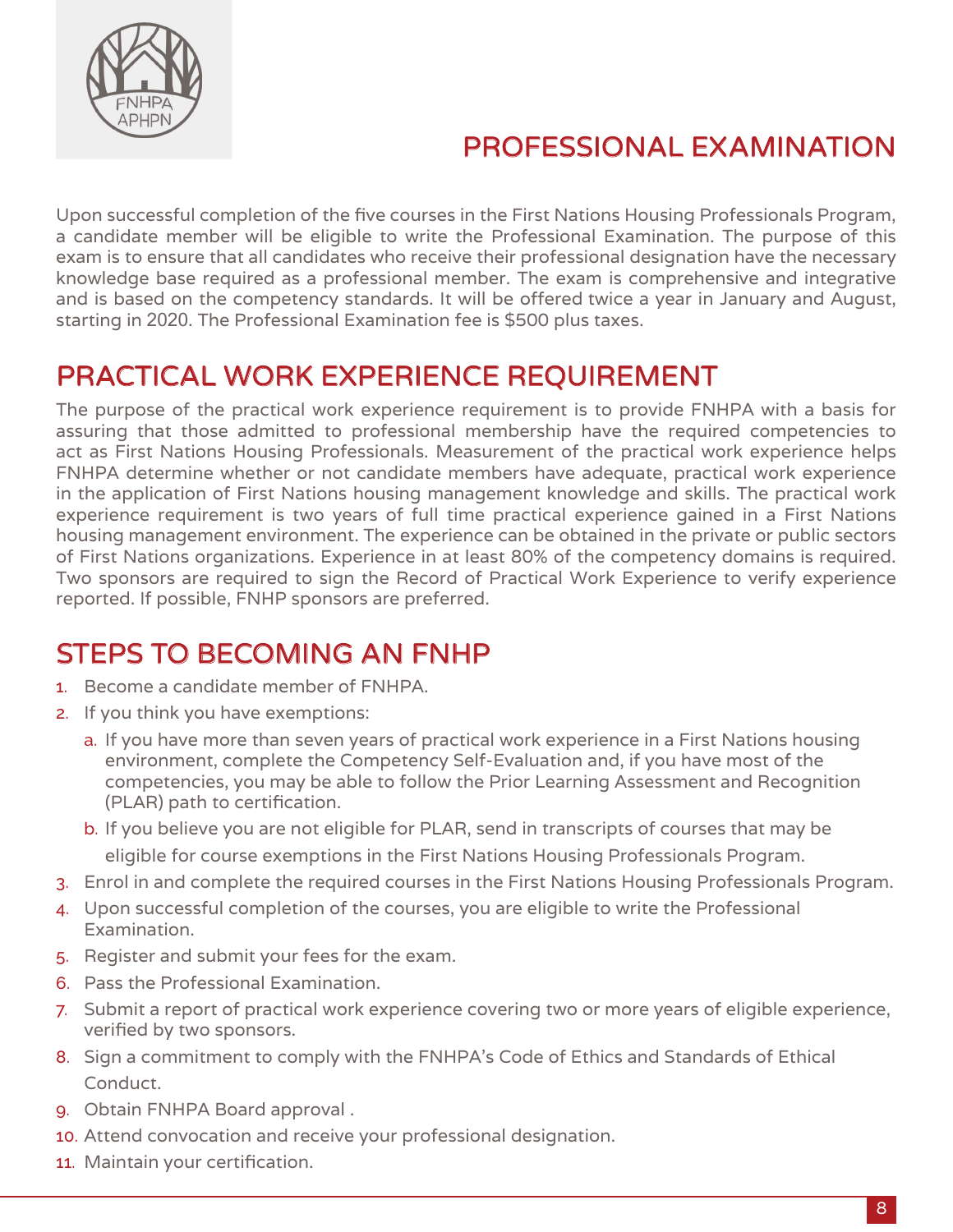# PROFESSIONAL EXAMINATION

Upon successful completion of the five courses in the First Nations Housing Professionals Program, a candidate member will be eligible to write the Professional Examination. The purpose of this exam is to ensure that all candidates who receive their professional designation have the necessary knowledge base required as a professional member. The exam is comprehensive and integrative and is based on the competency standards. It will be offered twice a year in January and August, starting in 2020. The Professional Examination fee is $500 plus taxes.

## PRACTICAL WORK EXPERIENCE REQUIREMENT

The purpose of the practical work experience requirement is to provide FNHPA with a basis for assuring that those admitted to professional membership have the required competencies to act as First Nations Housing Professionals. Measurement of the practical work experience helps FNHPA determine whether or not candidate members have adequate, practical work experience in the application of First Nations housing management knowledge and skills. The practical work experience requirement is two years of full time practical experience gained in a First Nations housing management environment. The experience can be obtained in the private or public sectors of First Nations organizations. Experience in at least 80% of the competency domains is required. Two sponsors are required to sign the Record of Practical Work Experience to verify experience reported. If possible, FNHP sponsors are preferred.

## STEPS TO BECOMING AN FNHP

1. Become a candidate member of FNHPA.
2. If you think you have exemptions:
   a. If you have more than seven years of practical work experience in a First Nations housing environment, complete the Competency Self-Evaluation and, if you have most of the competencies, you may be able to follow the Prior Learning Assessment and Recognition (PLAR) path to certification.
   b. If you believe you are not eligible for PLAR, send in transcripts of courses that may be eligible for course exemptions in the First Nations Housing Professionals Program.
3. Enrol in and complete the required courses in the First Nations Housing Professionals Program.
4. Upon successful completion of the courses, you are eligible to write the Professional Examination.
5. Register and submit your fees for the exam.
6. Pass the Professional Examination.
7. Submit a report of practical work experience covering two or more years of eligible experience, verified by two sponsors.
8. Sign a commitment to comply with the FNHPA's Code of Ethics and Standards of Ethical Conduct.
9. Obtain FNHPA Board approval .
10. Attend convocation and receive your professional designation.
11. Maintain your certification.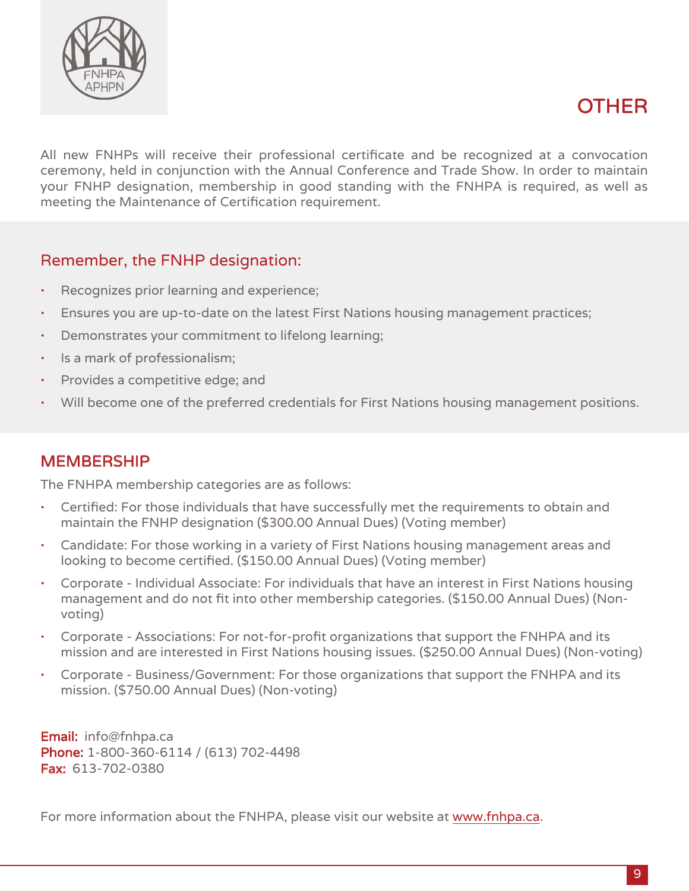# OTHER

All new FNHPs will receive their professional certificate and be recognized at a convocation ceremony, held in conjunction with the Annual Conference and Trade Show. In order to maintain your FNHP designation, membership in good standing with the FNHPA is required, as well as meeting the Maintenance of Certification requirement.

## Remember, the FNHP designation:

- Recognizes prior learning and experience;
- Ensures you are up-to-date on the latest First Nations housing management practices;
- Demonstrates your commitment to lifelong learning;
- Is a mark of professionalism;
- Provides a competitive edge; and
- Will become one of the preferred credentials for First Nations housing management positions.

## MEMBERSHIP

The FNHPA membership categories are as follows:

- Certified: For those individuals that have successfully met the requirements to obtain and maintain the FNHP designation ($300.00 Annual Dues) (Voting member)
- Candidate: For those working in a variety of First Nations housing management areas and looking to become certified. ($150.00 Annual Dues) (Voting member)
- Corporate - Individual Associate: For individuals that have an interest in First Nations housing management and do not fit into other membership categories. ($150.00 Annual Dues) (Non-voting)
- Corporate - Associations: For not-for-profit organizations that support the FNHPA and its mission and are interested in First Nations housing issues. ($250.00 Annual Dues) (Non-voting)
- Corporate - Business/Government: For those organizations that support the FNHPA and its mission. ($750.00 Annual Dues) (Non-voting)

**Email:** info@fnhpa.ca
**Phone:** 1-800-360-6114 / (613) 702-4498
**Fax:** 613-702-0380

For more information about the FNHPA, please visit our website at www.fnhpa.ca.